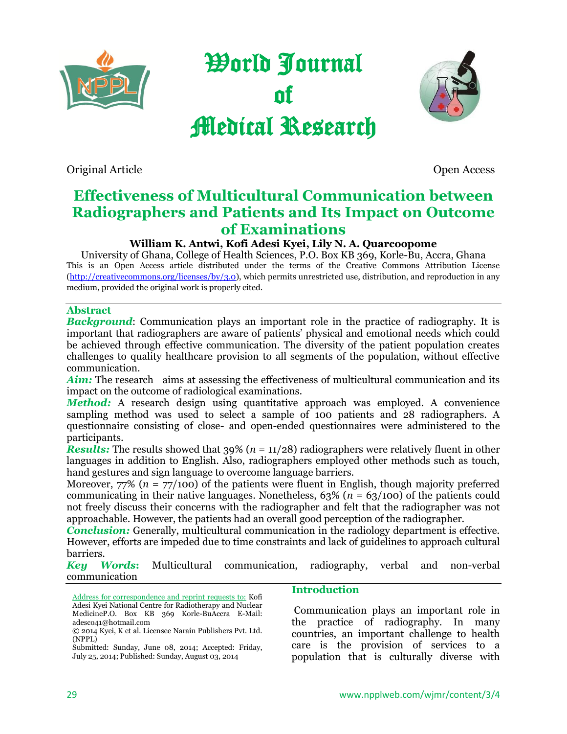# World Journal of Medical Research

Original Article | Open Access

## Effectiveness of Multicultural Communication between Radiographers and Patients and Its Impact on Outcome of Examinations

**William K. Antwi, Kofi Adesi Kyei, Lily N. A. Quarcoopome**

University of Ghana, College of Health Sciences, P.O. Box KB 369, Korle-Bu, Accra, Ghana

This is an Open Access article distributed under the terms of the Creative Commons Attribution License (http://creativecommons.org/licenses/by/3.0), which permits unrestricted use, distribution, and reproduction in any medium, provided the original work is properly cited.

### Abstract

***Background***: Communication plays an important role in the practice of radiography. It is important that radiographers are aware of patients' physical and emotional needs which could be achieved through effective communication. The diversity of the patient population creates challenges to quality healthcare provision to all segments of the population, without effective communication.

***Aim:*** The research aims at assessing the effectiveness of multicultural communication and its impact on the outcome of radiological examinations.

***Method:*** A research design using quantitative approach was employed. A convenience sampling method was used to select a sample of 100 patients and 28 radiographers. A questionnaire consisting of close- and open-ended questionnaires were administered to the participants.

***Results:*** The results showed that 39% ($n$ = 11/28) radiographers were relatively fluent in other languages in addition to English. Also, radiographers employed other methods such as touch, hand gestures and sign language to overcome language barriers.

Moreover, 77% ($n$ = 77/100) of the patients were fluent in English, though majority preferred communicating in their native languages. Nonetheless, 63% ($n$ = 63/100) of the patients could not freely discuss their concerns with the radiographer and felt that the radiographer was not approachable. However, the patients had an overall good perception of the radiographer.

***Conclusion:*** Generally, multicultural communication in the radiology department is effective. However, efforts are impeded due to time constraints and lack of guidelines to approach cultural barriers.

***Key Words*:** Multicultural communication, radiography, verbal and non-verbal communication

Address for correspondence and reprint requests to: Kofi Adesi Kyei National Centre for Radiotherapy and Nuclear MedicineP.O. Box KB 369 Korle-BuAccra E-Mail: adesco41@hotmail.com

© 2014 Kyei, K et al. Licensee Narain Publishers Pvt. Ltd. (NPPL)

Submitted: Sunday, June 08, 2014; Accepted: Friday, July 25, 2014; Published: Sunday, August 03, 2014

### Introduction

Communication plays an important role in the practice of radiography. In many countries, an important challenge to health care is the provision of services to a population that is culturally diverse with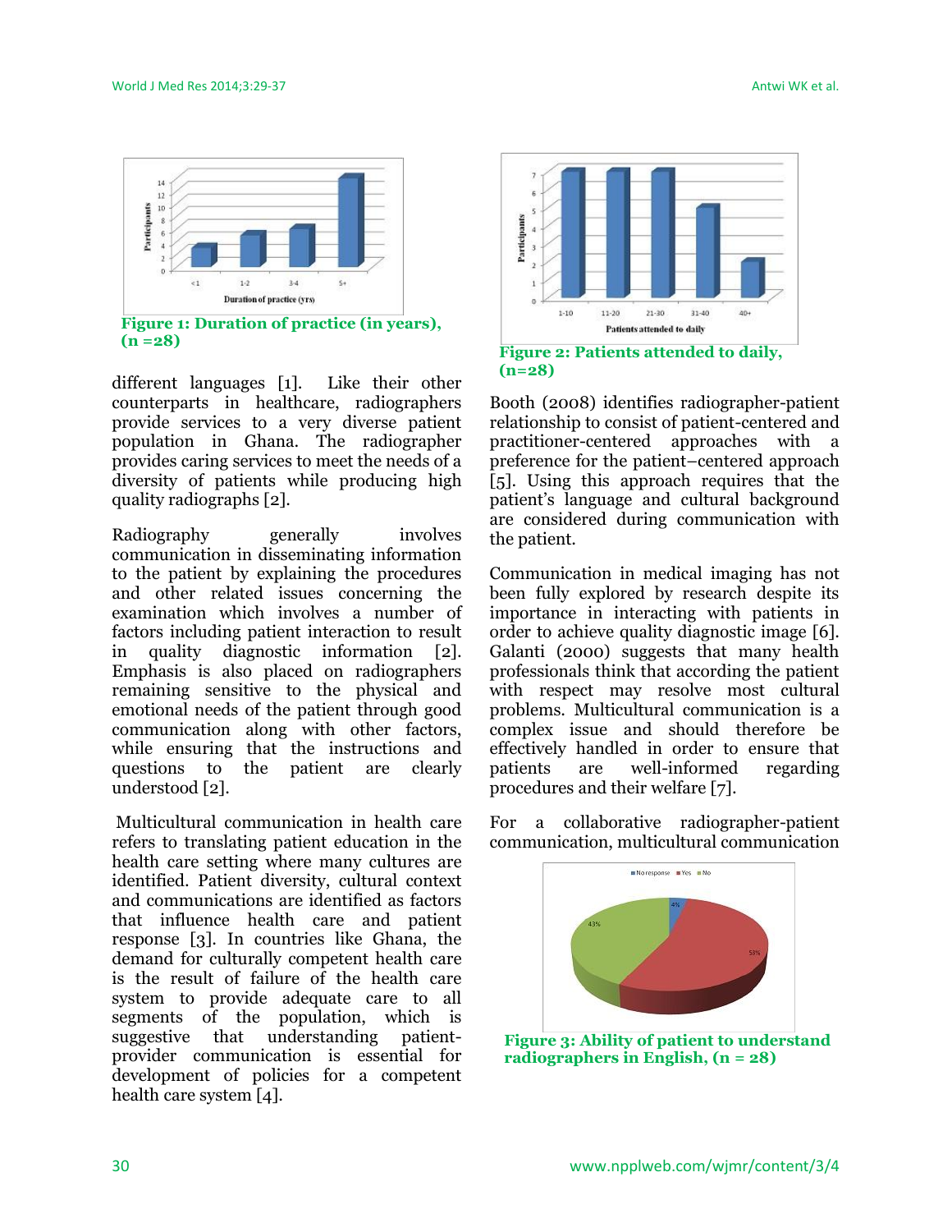**Figure 1: Duration of practice (in years), (n =28)**

**Figure 2: Patients attended to daily, (n=28)**

different languages [1]. Like their other counterparts in healthcare, radiographers provide services to a very diverse patient population in Ghana. The radiographer provides caring services to meet the needs of a diversity of patients while producing high quality radiographs [2].

Radiography generally involves communication in disseminating information to the patient by explaining the procedures and other related issues concerning the examination which involves a number of factors including patient interaction to result in quality diagnostic information [2]. Emphasis is also placed on radiographers remaining sensitive to the physical and emotional needs of the patient through good communication along with other factors, while ensuring that the instructions and questions to the patient are clearly understood [2].

Multicultural communication in health care refers to translating patient education in the health care setting where many cultures are identified. Patient diversity, cultural context and communications are identified as factors that influence health care and patient response [3]. In countries like Ghana, the demand for culturally competent health care is the result of failure of the health care system to provide adequate care to all segments of the population, which is suggestive that understanding patient-provider communication is essential for development of policies for a competent health care system [4].

Booth (2008) identifies radiographer-patient relationship to consist of patient-centered and practitioner-centered approaches with a preference for the patient–centered approach [5]. Using this approach requires that the patient's language and cultural background are considered during communication with the patient.

Communication in medical imaging has not been fully explored by research despite its importance in interacting with patients in order to achieve quality diagnostic image [6]. Galanti (2000) suggests that many health professionals think that according the patient with respect may resolve most cultural problems. Multicultural communication is a complex issue and should therefore be effectively handled in order to ensure that patients are well-informed regarding procedures and their welfare [7].

For a collaborative radiographer-patient communication, multicultural communication

**Figure 3: Ability of patient to understand radiographers in English, (n = 28)**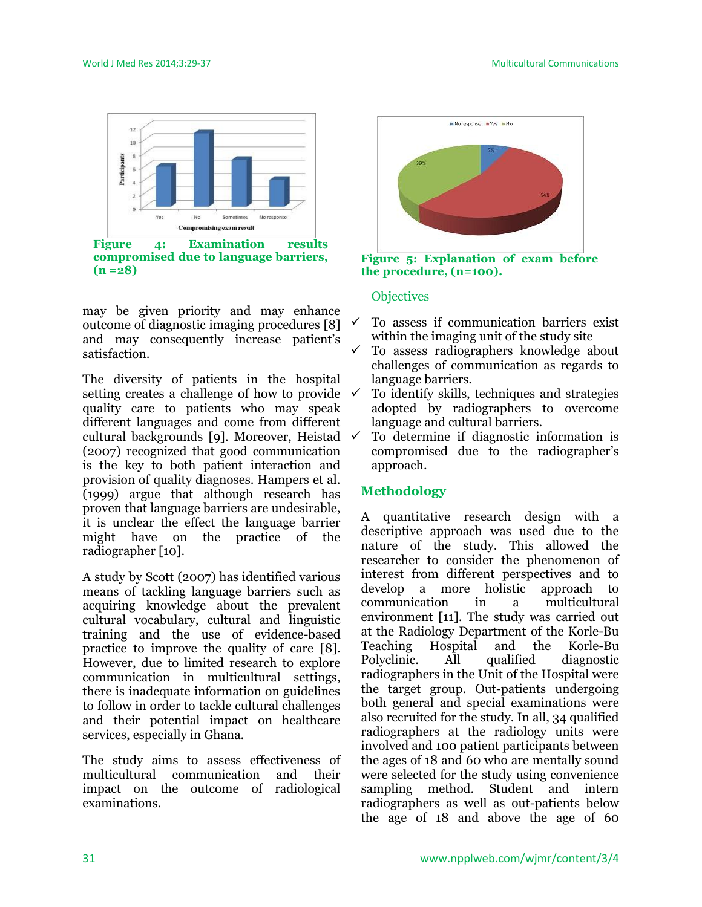Figure 4: Examination results compromised due to language barriers, (n =28)

may be given priority and may enhance outcome of diagnostic imaging procedures [8] and may consequently increase patient's satisfaction.

The diversity of patients in the hospital setting creates a challenge of how to provide quality care to patients who may speak different languages and come from different cultural backgrounds [9]. Moreover, Heistad (2007) recognized that good communication is the key to both patient interaction and provision of quality diagnoses. Hampers et al. (1999) argue that although research has proven that language barriers are undesirable, it is unclear the effect the language barrier might have on the practice of the radiographer [10].

A study by Scott (2007) has identified various means of tackling language barriers such as acquiring knowledge about the prevalent cultural vocabulary, cultural and linguistic training and the use of evidence-based practice to improve the quality of care [8]. However, due to limited research to explore communication in multicultural settings, there is inadequate information on guidelines to follow in order to tackle cultural challenges and their potential impact on healthcare services, especially in Ghana.

The study aims to assess effectiveness of multicultural communication and their impact on the outcome of radiological examinations.

Figure 5: Explanation of exam before the procedure, (n=100).

### Objectives

- ✓ To assess if communication barriers exist within the imaging unit of the study site
- ✓ To assess radiographers knowledge about challenges of communication as regards to language barriers.
- ✓ To identify skills, techniques and strategies adopted by radiographers to overcome language and cultural barriers.
- ✓ To determine if diagnostic information is compromised due to the radiographer's approach.

## Methodology

A quantitative research design with a descriptive approach was used due to the nature of the study. This allowed the researcher to consider the phenomenon of interest from different perspectives and to develop a more holistic approach to communication in a multicultural environment [11]. The study was carried out at the Radiology Department of the Korle-Bu Teaching Hospital and the Korle-Bu Polyclinic. All qualified diagnostic radiographers in the Unit of the Hospital were the target group. Out-patients undergoing both general and special examinations were also recruited for the study. In all, 34 qualified radiographers at the radiology units were involved and 100 patient participants between the ages of 18 and 60 who are mentally sound were selected for the study using convenience sampling method. Student and intern radiographers as well as out-patients below the age of 18 and above the age of 60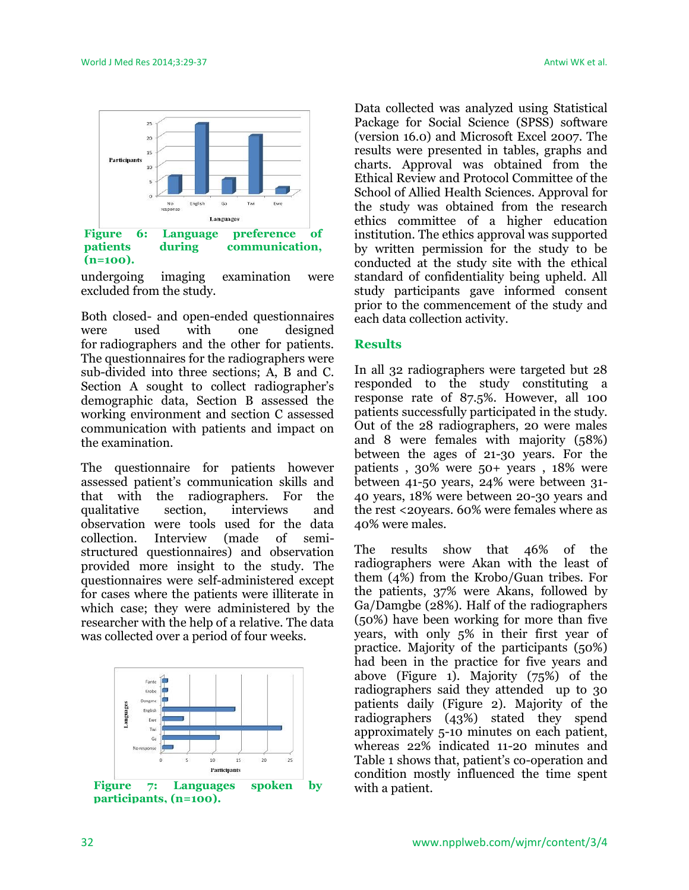**Figure 6: Language preference of patients during communication, (n=100).**

undergoing imaging examination were excluded from the study.

Both closed- and open-ended questionnaires were used with one designed for radiographers and the other for patients. The questionnaires for the radiographers were sub-divided into three sections; A, B and C. Section A sought to collect radiographer's demographic data, Section B assessed the working environment and section C assessed communication with patients and impact on the examination.

The questionnaire for patients however assessed patient's communication skills and that with the radiographers. For the qualitative section, interviews and observation were tools used for the data collection. Interview (made of semi-structured questionnaires) and observation provided more insight to the study. The questionnaires were self-administered except for cases where the patients were illiterate in which case; they were administered by the researcher with the help of a relative. The data was collected over a period of four weeks.

**Figure 7: Languages spoken by participants, (n=100).**

Data collected was analyzed using Statistical Package for Social Science (SPSS) software (version 16.0) and Microsoft Excel 2007. The results were presented in tables, graphs and charts. Approval was obtained from the Ethical Review and Protocol Committee of the School of Allied Health Sciences. Approval for the study was obtained from the research ethics committee of a higher education institution. The ethics approval was supported by written permission for the study to be conducted at the study site with the ethical standard of confidentiality being upheld. All study participants gave informed consent prior to the commencement of the study and each data collection activity.

## Results

In all 32 radiographers were targeted but 28 responded to the study constituting a response rate of 87.5%. However, all 100 patients successfully participated in the study. Out of the 28 radiographers, 20 were males and 8 were females with majority (58%) between the ages of 21-30 years. For the patients , 30% were 50+ years , 18% were between 41-50 years, 24% were between 31-40 years, 18% were between 20-30 years and the rest <20years. 60% were females where as 40% were males.

The results show that 46% of the radiographers were Akan with the least of them (4%) from the Krobo/Guan tribes. For the patients, 37% were Akans, followed by Ga/Damgbe (28%). Half of the radiographers (50%) have been working for more than five years, with only 5% in their first year of practice. Majority of the participants (50%) had been in the practice for five years and above (Figure 1). Majority (75%) of the radiographers said they attended up to 30 patients daily (Figure 2). Majority of the radiographers (43%) stated they spend approximately 5-10 minutes on each patient, whereas 22% indicated 11-20 minutes and Table 1 shows that, patient's co-operation and condition mostly influenced the time spent with a patient.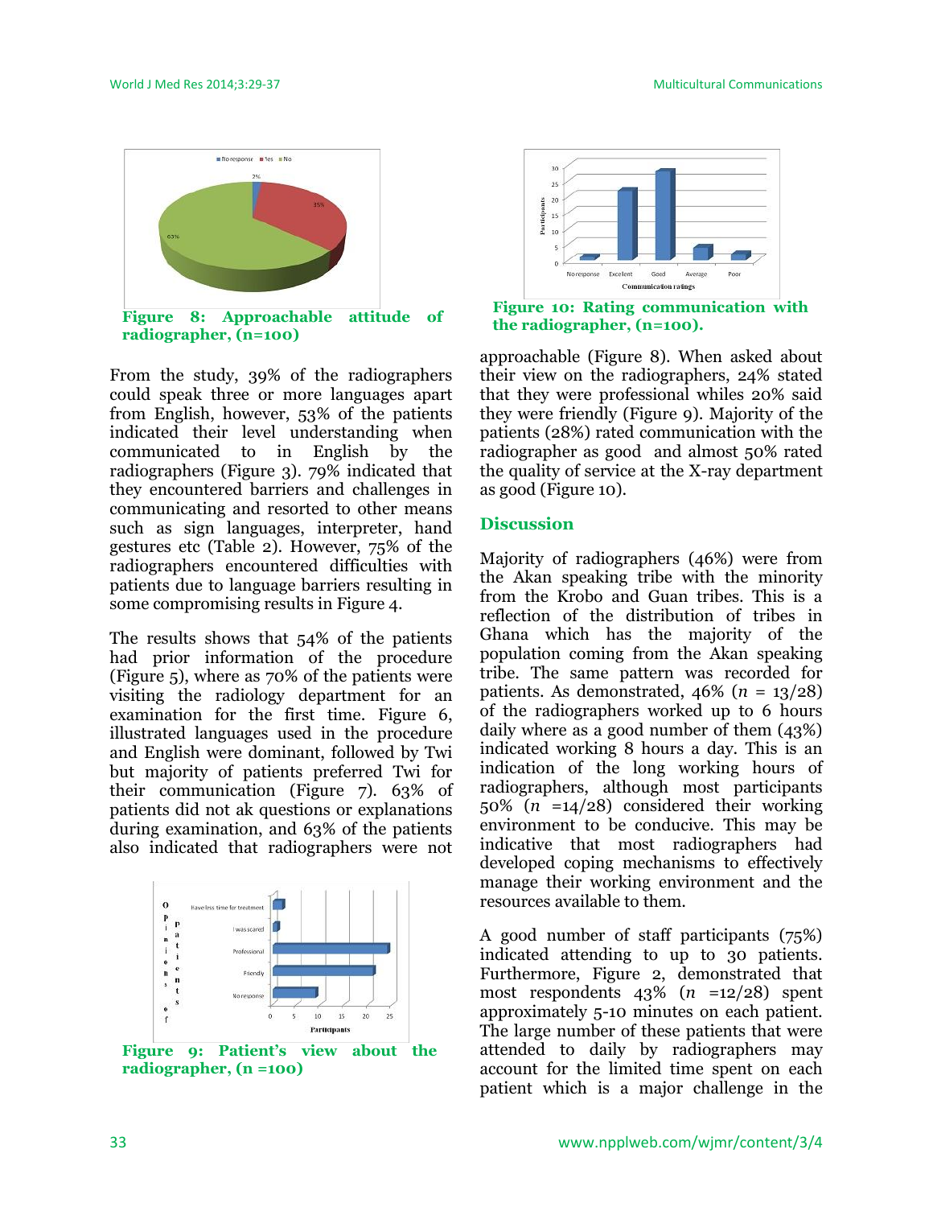**Figure 8: Approachable attitude of radiographer, (n=100)**

From the study, 39% of the radiographers could speak three or more languages apart from English, however, 53% of the patients indicated their level understanding when communicated to in English by the radiographers (Figure 3). 79% indicated that they encountered barriers and challenges in communicating and resorted to other means such as sign languages, interpreter, hand gestures etc (Table 2). However, 75% of the radiographers encountered difficulties with patients due to language barriers resulting in some compromising results in Figure 4.

The results shows that 54% of the patients had prior information of the procedure (Figure 5), where as 70% of the patients were visiting the radiology department for an examination for the first time. Figure 6, illustrated languages used in the procedure and English were dominant, followed by Twi but majority of patients preferred Twi for their communication (Figure 7). 63% of patients did not ak questions or explanations during examination, and 63% of the patients also indicated that radiographers were not approachable (Figure 8). When asked about their view on the radiographers, 24% stated that they were professional whiles 20% said they were friendly (Figure 9). Majority of the patients (28%) rated communication with the radiographer as good and almost 50% rated the quality of service at the X-ray department as good (Figure 10).

**Figure 9: Patient's view about the radiographer, (n =100)**

**Figure 10: Rating communication with the radiographer, (n=100).**

## Discussion

Majority of radiographers (46%) were from the Akan speaking tribe with the minority from the Krobo and Guan tribes. This is a reflection of the distribution of tribes in Ghana which has the majority of the population coming from the Akan speaking tribe. The same pattern was recorded for patients. As demonstrated, 46% ($n$ = 13/28) of the radiographers worked up to 6 hours daily where as a good number of them (43%) indicated working 8 hours a day. This is an indication of the long working hours of radiographers, although most participants 50% ($n$ =14/28) considered their working environment to be conducive. This may be indicative that most radiographers had developed coping mechanisms to effectively manage their working environment and the resources available to them.

A good number of staff participants (75%) indicated attending to up to 30 patients. Furthermore, Figure 2, demonstrated that most respondents 43% ($n$ =12/28) spent approximately 5-10 minutes on each patient. The large number of these patients that were attended to daily by radiographers may account for the limited time spent on each patient which is a major challenge in the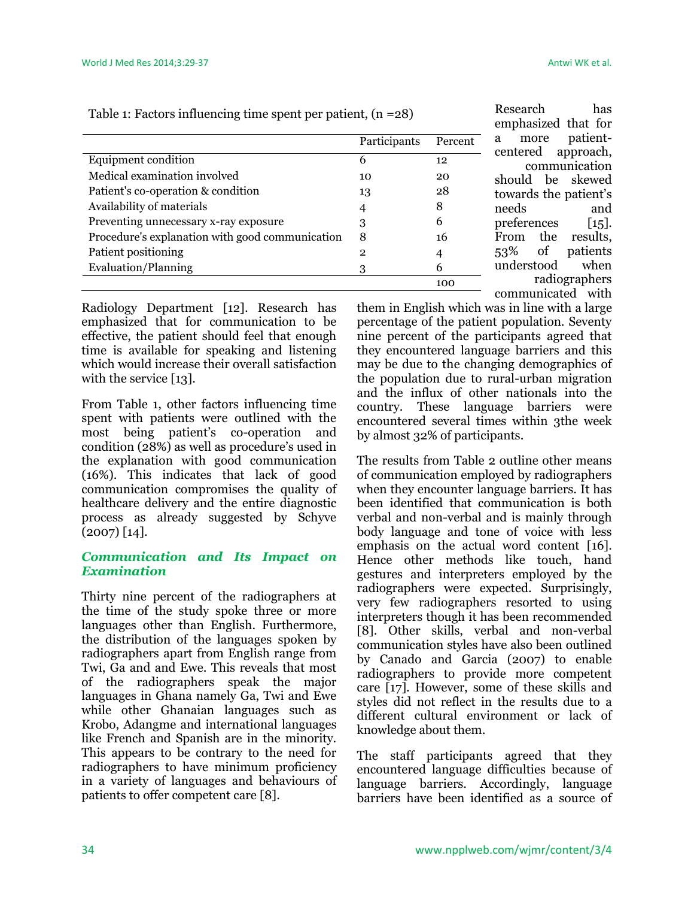Table 1: Factors influencing time spent per patient, (n =28)

| | Participants | Percent |
|---|---|---|
| Equipment condition | 6 | 12 |
| Medical examination involved | 10 | 20 |
| Patient's co-operation & condition | 13 | 28 |
| Availability of materials | 4 | 8 |
| Preventing unnecessary x-ray exposure | 3 | 6 |
| Procedure's explanation with good communication | 8 | 16 |
| Patient positioning | 2 | 4 |
| Evaluation/Planning | 3 | 6 |
| | | 100 |

Radiology Department [12]. Research has emphasized that for communication to be effective, the patient should feel that enough time is available for speaking and listening which would increase their overall satisfaction with the service [13].

From Table 1, other factors influencing time spent with patients were outlined with the most being patient's co-operation and condition (28%) as well as procedure's used in the explanation with good communication (16%). This indicates that lack of good communication compromises the quality of healthcare delivery and the entire diagnostic process as already suggested by Schyve (2007) [14].

### *Communication and Its Impact on Examination*

Thirty nine percent of the radiographers at the time of the study spoke three or more languages other than English. Furthermore, the distribution of the languages spoken by radiographers apart from English range from Twi, Ga and and Ewe. This reveals that most of the radiographers speak the major languages in Ghana namely Ga, Twi and Ewe while other Ghanaian languages such as Krobo, Adangme and international languages like French and Spanish are in the minority. This appears to be contrary to the need for radiographers to have minimum proficiency in a variety of languages and behaviours of patients to offer competent care [8].

Research has emphasized that for a more patient-centered approach, communication should be skewed towards the patient's needs and preferences [15]. From the results, 53% of patients understood when radiographers communicated with them in English which was in line with a large percentage of the patient population. Seventy nine percent of the participants agreed that they encountered language barriers and this may be due to the changing demographics of the population due to rural-urban migration and the influx of other nationals into the country. These language barriers were encountered several times within 3the week by almost 32% of participants.

The results from Table 2 outline other means of communication employed by radiographers when they encounter language barriers. It has been identified that communication is both verbal and non-verbal and is mainly through body language and tone of voice with less emphasis on the actual word content [16]. Hence other methods like touch, hand gestures and interpreters employed by the radiographers were expected. Surprisingly, very few radiographers resorted to using interpreters though it has been recommended [8]. Other skills, verbal and non-verbal communication styles have also been outlined by Canado and Garcia (2007) to enable radiographers to provide more competent care [17]. However, some of these skills and styles did not reflect in the results due to a different cultural environment or lack of knowledge about them.

The staff participants agreed that they encountered language difficulties because of language barriers. Accordingly, language barriers have been identified as a source of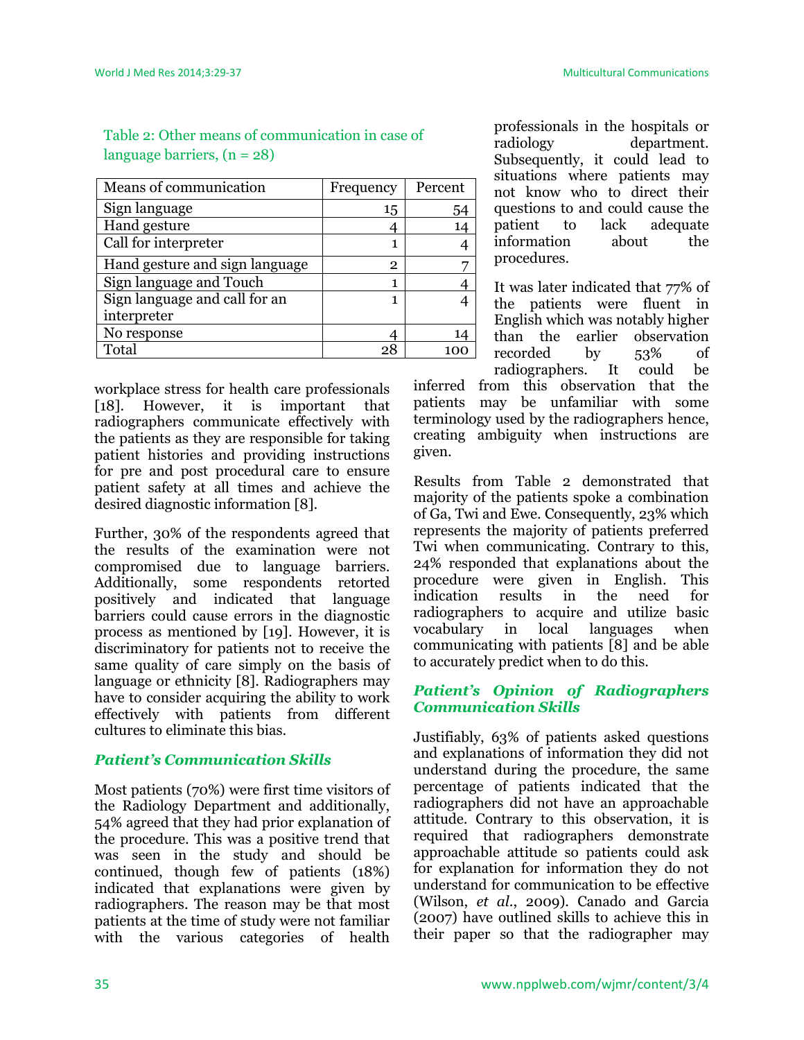Table 2: Other means of communication in case of language barriers, (n = 28)

| Means of communication | Frequency | Percent |
|---|---|---|
| Sign language | 15 | 54 |
| Hand gesture | 4 | 14 |
| Call for interpreter | 1 | 4 |
| Hand gesture and sign language | 2 | 7 |
| Sign language and Touch | 1 | 4 |
| Sign language and call for an interpreter | 1 | 4 |
| No response | 4 | 14 |
| Total | 28 | 100 |

workplace stress for health care professionals [18]. However, it is important that radiographers communicate effectively with the patients as they are responsible for taking patient histories and providing instructions for pre and post procedural care to ensure patient safety at all times and achieve the desired diagnostic information [8].

Further, 30% of the respondents agreed that the results of the examination were not compromised due to language barriers. Additionally, some respondents retorted positively and indicated that language barriers could cause errors in the diagnostic process as mentioned by [19]. However, it is discriminatory for patients not to receive the same quality of care simply on the basis of language or ethnicity [8]. Radiographers may have to consider acquiring the ability to work effectively with patients from different cultures to eliminate this bias.

### *Patient's Communication Skills*

Most patients (70%) were first time visitors of the Radiology Department and additionally, 54% agreed that they had prior explanation of the procedure. This was a positive trend that was seen in the study and should be continued, though few of patients (18%) indicated that explanations were given by radiographers. The reason may be that most patients at the time of study were not familiar with the various categories of health professionals in the hospitals or radiology department. Subsequently, it could lead to situations where patients may not know who to direct their questions to and could cause the patient to lack adequate information about the procedures.

It was later indicated that 77% of the patients were fluent in English which was notably higher than the earlier observation recorded by 53% of radiographers. It could be inferred from this observation that the patients may be unfamiliar with some terminology used by the radiographers hence, creating ambiguity when instructions are given.

Results from Table 2 demonstrated that majority of the patients spoke a combination of Ga, Twi and Ewe. Consequently, 23% which represents the majority of patients preferred Twi when communicating. Contrary to this, 24% responded that explanations about the procedure were given in English. This indication results in the need for radiographers to acquire and utilize basic vocabulary in local languages when communicating with patients [8] and be able to accurately predict when to do this.

### *Patient's Opinion of Radiographers Communication Skills*

Justifiably, 63% of patients asked questions and explanations of information they did not understand during the procedure, the same percentage of patients indicated that the radiographers did not have an approachable attitude. Contrary to this observation, it is required that radiographers demonstrate approachable attitude so patients could ask for explanation for information they do not understand for communication to be effective (Wilson, *et al.*, 2009). Canado and Garcia (2007) have outlined skills to achieve this in their paper so that the radiographer may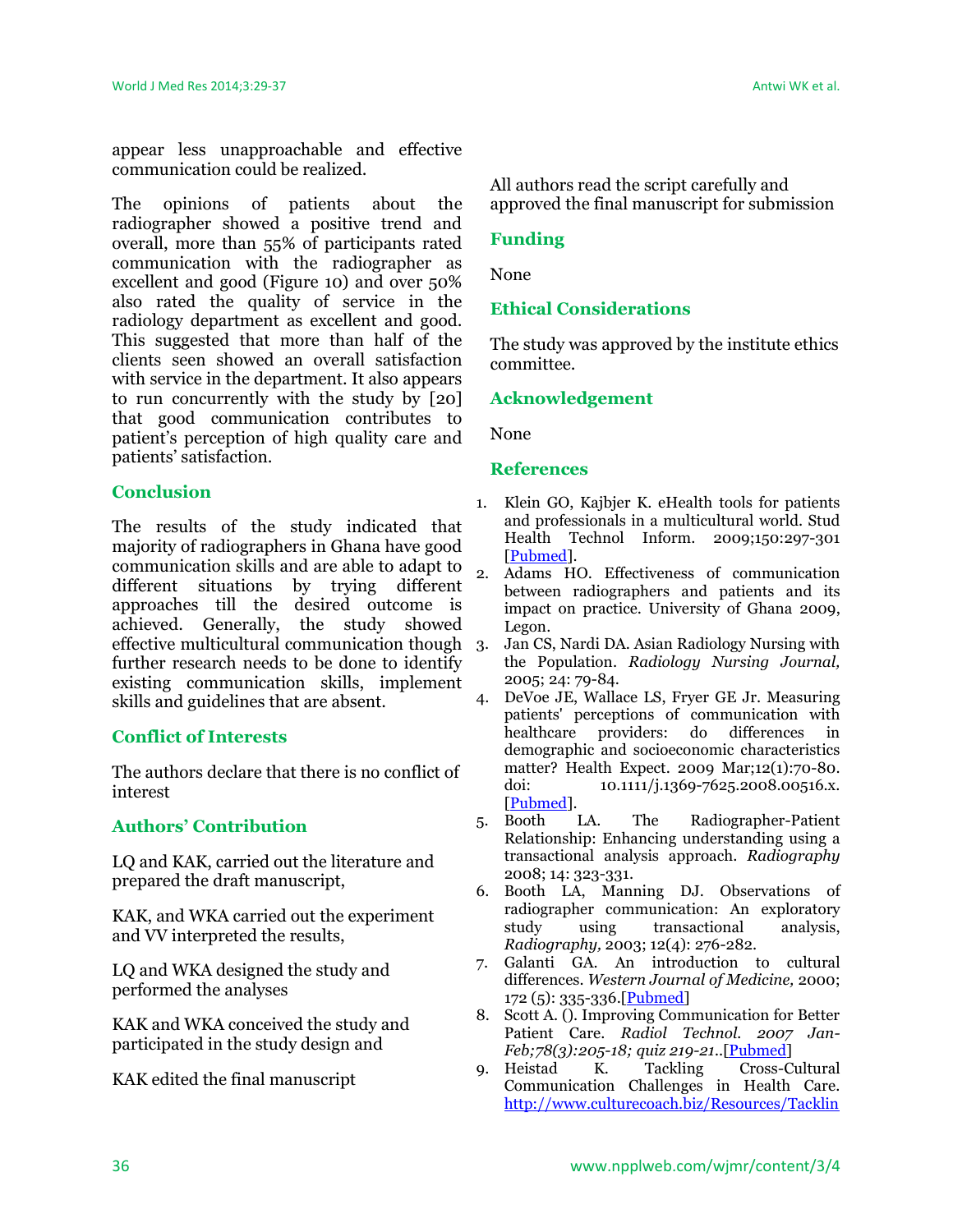appear less unapproachable and effective communication could be realized.

The opinions of patients about the radiographer showed a positive trend and overall, more than 55% of participants rated communication with the radiographer as excellent and good (Figure 10) and over 50% also rated the quality of service in the radiology department as excellent and good. This suggested that more than half of the clients seen showed an overall satisfaction with service in the department. It also appears to run concurrently with the study by [20] that good communication contributes to patient's perception of high quality care and patients' satisfaction.

## Conclusion

The results of the study indicated that majority of radiographers in Ghana have good communication skills and are able to adapt to different situations by trying different approaches till the desired outcome is achieved. Generally, the study showed effective multicultural communication though further research needs to be done to identify existing communication skills, implement skills and guidelines that are absent.

## Conflict of Interests

The authors declare that there is no conflict of interest

## Authors' Contribution

LQ and KAK, carried out the literature and prepared the draft manuscript,

KAK, and WKA carried out the experiment and VV interpreted the results,

LQ and WKA designed the study and performed the analyses

KAK and WKA conceived the study and participated in the study design and

KAK edited the final manuscript

All authors read the script carefully and approved the final manuscript for submission

## Funding

None

## Ethical Considerations

The study was approved by the institute ethics committee.

## Acknowledgement

None

## References

1. Klein GO, Kajbjer K. eHealth tools for patients and professionals in a multicultural world. Stud Health Technol Inform. 2009;150:297-301 [Pubmed].
2. Adams HO. Effectiveness of communication between radiographers and patients and its impact on practice. University of Ghana 2009, Legon.
3. Jan CS, Nardi DA. Asian Radiology Nursing with the Population. *Radiology Nursing Journal,* 2005; 24: 79-84.
4. DeVoe JE, Wallace LS, Fryer GE Jr. Measuring patients' perceptions of communication with healthcare providers: do differences in demographic and socioeconomic characteristics matter? Health Expect. 2009 Mar;12(1):70-80. doi: 10.1111/j.1369-7625.2008.00516.x. [Pubmed].
5. Booth LA. The Radiographer-Patient Relationship: Enhancing understanding using a transactional analysis approach. *Radiography* 2008; 14: 323-331.
6. Booth LA, Manning DJ. Observations of radiographer communication: An exploratory study using transactional analysis, *Radiography,* 2003; 12(4): 276-282.
7. Galanti GA. An introduction to cultural differences. *Western Journal of Medicine,* 2000; 172 (5): 335-336.[Pubmed]
8. Scott A. (). Improving Communication for Better Patient Care. *Radiol Technol. 2007 Jan-Feb;78(3):205-18; quiz 219-21.*.[Pubmed]
9. Heistad K. Tackling Cross-Cultural Communication Challenges in Health Care. http://www.culturecoach.biz/Resources/Tacklin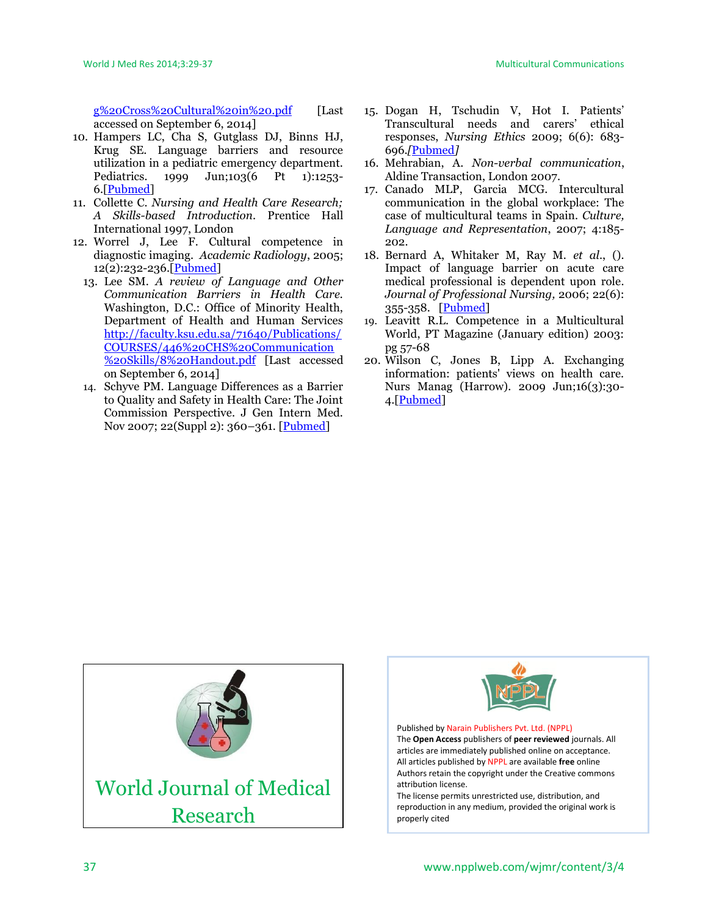g%20Cross%20Cultural%20in%20.pdf [Last accessed on September 6, 2014]

10. Hampers LC, Cha S, Gutglass DJ, Binns HJ, Krug SE. Language barriers and resource utilization in a pediatric emergency department. Pediatrics. 1999 Jun;103(6 Pt 1):1253-6.[Pubmed]
11. Collette C. *Nursing and Health Care Research; A Skills-based Introduction*. Prentice Hall International 1997, London
12. Worrel J, Lee F. Cultural competence in diagnostic imaging. *Academic Radiology*, 2005; 12(2):232-236.[Pubmed]
13. Lee SM. *A review of Language and Other Communication Barriers in Health Care*. Washington, D.C.: Office of Minority Health, Department of Health and Human Services http://faculty.ksu.edu.sa/71640/Publications/COURSES/446%20CHS%20Communication%20Skills/8%20Handout.pdf [Last accessed on September 6, 2014]
14. Schyve PM. Language Differences as a Barrier to Quality and Safety in Health Care: The Joint Commission Perspective. J Gen Intern Med. Nov 2007; 22(Suppl 2): 360–361. [Pubmed]
15. Dogan H, Tschudin V, Hot I. Patients' Transcultural needs and carers' ethical responses, *Nursing Ethics* 2009; 6(6): 683-696.*[Pubmed]*
16. Mehrabian, A. *Non-verbal communication*, Aldine Transaction, London 2007.
17. Canado MLP, Garcia MCG. Intercultural communication in the global workplace: The case of multicultural teams in Spain. *Culture, Language and Representation*, 2007; 4:185-202.
18. Bernard A, Whitaker M, Ray M. *et al.*, (). Impact of language barrier on acute care medical professional is dependent upon role. *Journal of Professional Nursing*, 2006; 22(6): 355-358. [Pubmed]
19. Leavitt R.L. Competence in a Multicultural World, PT Magazine (January edition) 2003: pg 57-68
20. Wilson C, Jones B, Lipp A. Exchanging information: patients' views on health care. Nurs Manag (Harrow). 2009 Jun;16(3):30-4.[Pubmed]

World Journal of Medical Research

Published by Narain Publishers Pvt. Ltd. (NPPL)
The **Open Access** publishers of **peer reviewed** journals. All articles are immediately published online on acceptance.
All articles published by NPPL are available **free** online
Authors retain the copyright under the Creative commons attribution license.
The license permits unrestricted use, distribution, and reproduction in any medium, provided the original work is properly cited